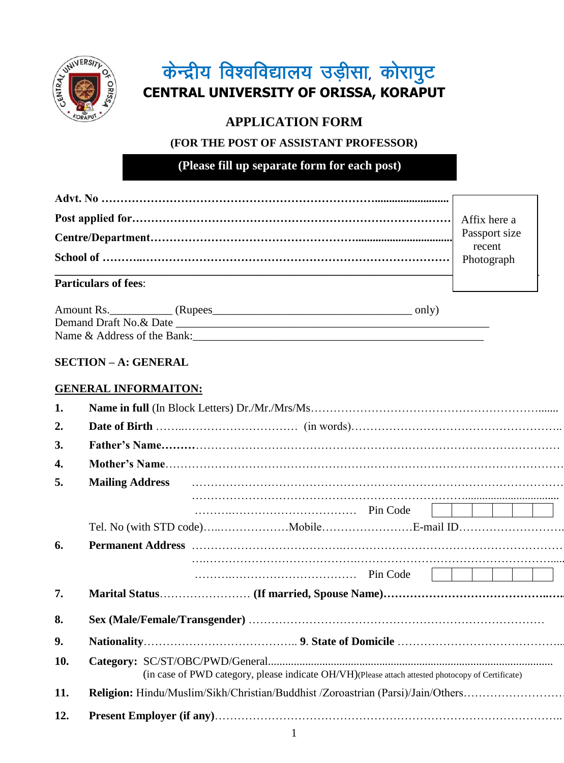# केन्द्रीय विश्वविद्यालय उड़ीसा, कोरापुट

# CENTRAL UNIVERSITY OF ORISSA, KORAPUT

## APPLICATION FORM

### (FOR THE POST OF ASSISTANT PROFESSOR)

**(Please fill up separate form for each post)**

**Advt. No** ………………………………………………………………………..........................

**Post applied for**…………………………………………………………………………

**Centre/Department**……………………………………………….................................

**School of** ………..…………………………………………………………………

Affix here a Passport size recent Photograph

**Particulars of fees**:

Amount Rs.__________ (Rupees________________________________ only)
Demand Draft No.& Date ______________________________________________________
Name & Address of the Bank:_________________________________________________

## SECTION – A: GENERAL

**GENERAL INFORMAITON:**

1. **Name in full** (In Block Letters) Dr./Mr./Mrs/Ms…………………………………………………….......
2. **Date of Birth** ……..………………………… (in words)………………………………………………..
3. **Father's Name………**……………………………………………………………………………………
4. **Mother's Name**………………………………………………………………………………………
5. **Mailing Address** ……………………………………………………………………………………
   ……………………………………………………………………...................................
   ……….…………………………… Pin Code
   
   Tel. No (with STD code)…..………………Mobile……………………E-mail ID……………………….
6. **Permanent Address** …………………………….………………………………………………………
   ….……………………………….………………………………………………….....
   ……….…………………………… Pin Code
7. **Marital Status**…………………… **(If married, Spouse Name)……………………………………..….**
8. **Sex (Male/Female/Transgender)** ……………………………………………………………………
9. **Nationality**………………………………….. **9. State of Domicile** ………………………………………..
10. **Category:** SC/ST/OBC/PWD/General.................................................................................................
    (in case of PWD category, please indicate OH/VH)(Please attach attested photocopy of Certificate)
11. **Religion:** Hindu/Muslim/Sikh/Christian/Buddhist /Zoroastrian (Parsi)/Jain/Others……………………
12. **Present Employer (if any)**……………………………………………………………………………..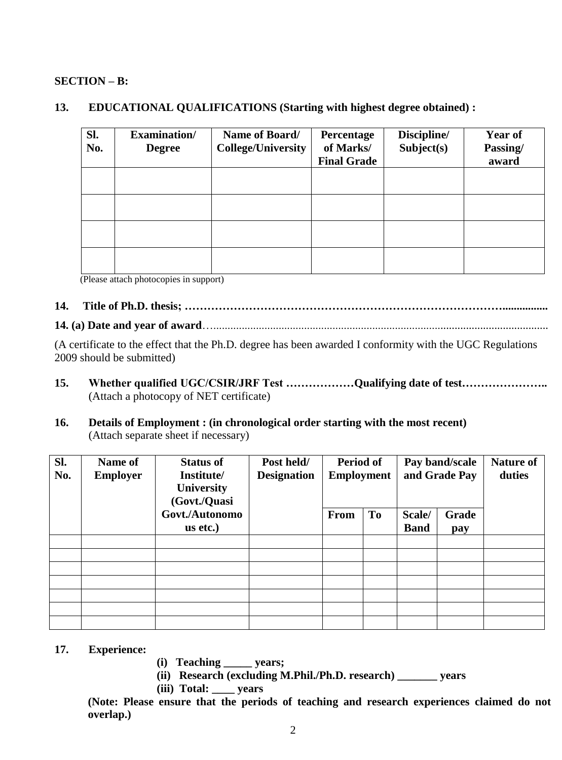**SECTION – B:**

**13. EDUCATIONAL QUALIFICATIONS (Starting with highest degree obtained) :**

| Sl. No. | Examination/ Degree | Name of Board/ College/University | Percentage of Marks/ Final Grade | Discipline/ Subject(s) | Year of Passing/ award |
|---|---|---|---|---|---|
| | | | | | |
| | | | | | |
| | | | | | |
| | | | | | |

(Please attach photocopies in support)

**14. Title of Ph.D. thesis; ……………………………………………………………………………...............**

**14. (a) Date and year of award**…....................................................................................................................

(A certificate to the effect that the Ph.D. degree has been awarded I conformity with the UGC Regulations 2009 should be submitted)

**15. Whether qualified UGC/CSIR/JRF Test ………………Qualifying date of test…………………..**
(Attach a photocopy of NET certificate)

**16. Details of Employment : (in chronological order starting with the most recent)**
(Attach separate sheet if necessary)

| Sl. No. | Name of Employer | Status of Institute/ University (Govt./Quasi Govt./Autonomous etc.) | Post held/ Designation | Period of Employment | | Pay band/scale and Grade Pay | | Nature of duties |
|---|---|---|---|---|---|---|---|---|
| | | | | From | To | Scale/ Band | Grade pay | |
| | | | | | | | | |
| | | | | | | | | |
| | | | | | | | | |
| | | | | | | | | |
| | | | | | | | | |
| | | | | | | | | |
| | | | | | | | | |

**17. Experience:**

**(i) Teaching _____ years;**

**(ii) Research (excluding M.Phil./Ph.D. research) _______ years**

**(iii) Total: ____ years**

**(Note: Please ensure that the periods of teaching and research experiences claimed do not overlap.)**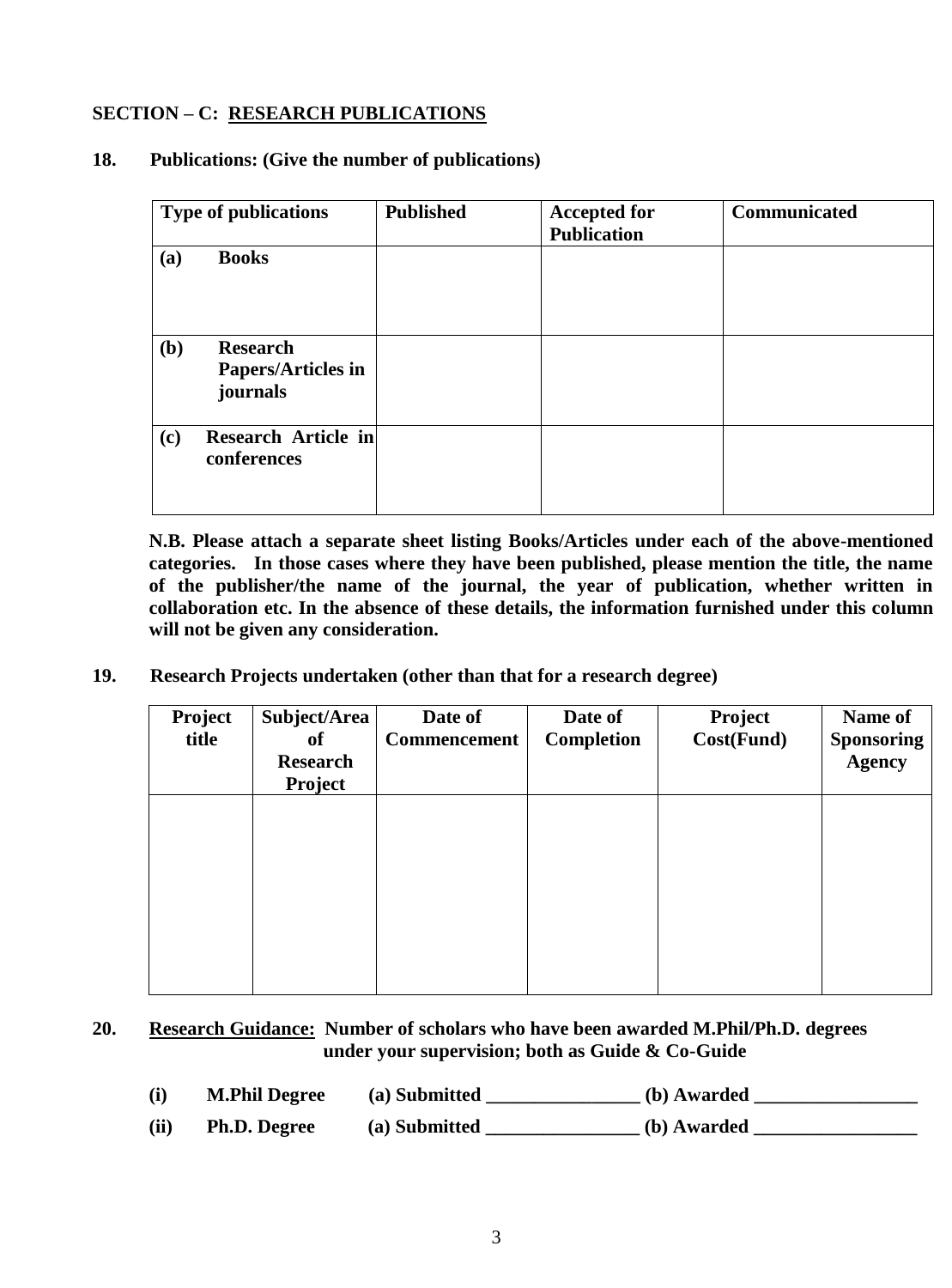## SECTION – C: RESEARCH PUBLICATIONS

**18. Publications: (Give the number of publications)**

| Type of publications | Published | Accepted for Publication | Communicated |
|---|---|---|---|
| (a) Books | | | |
| (b) Research Papers/Articles in journals | | | |
| (c) Research Article in conferences | | | |

**N.B. Please attach a separate sheet listing Books/Articles under each of the above-mentioned categories. In those cases where they have been published, please mention the title, the name of the publisher/the name of the journal, the year of publication, whether written in collaboration etc. In the absence of these details, the information furnished under this column will not be given any consideration.**

**19. Research Projects undertaken (other than that for a research degree)**

| Project title | Subject/Area of Research Project | Date of Commencement | Date of Completion | Project Cost(Fund) | Name of Sponsoring Agency |
|---|---|---|---|---|---|
| | | | | | |

**20. Research Guidance: Number of scholars who have been awarded M.Phil/Ph.D. degrees under your supervision; both as Guide & Co-Guide**

**(i) M.Phil Degree (a) Submitted ________________ (b) Awarded _________________**

**(ii) Ph.D. Degree (a) Submitted ________________ (b) Awarded _________________**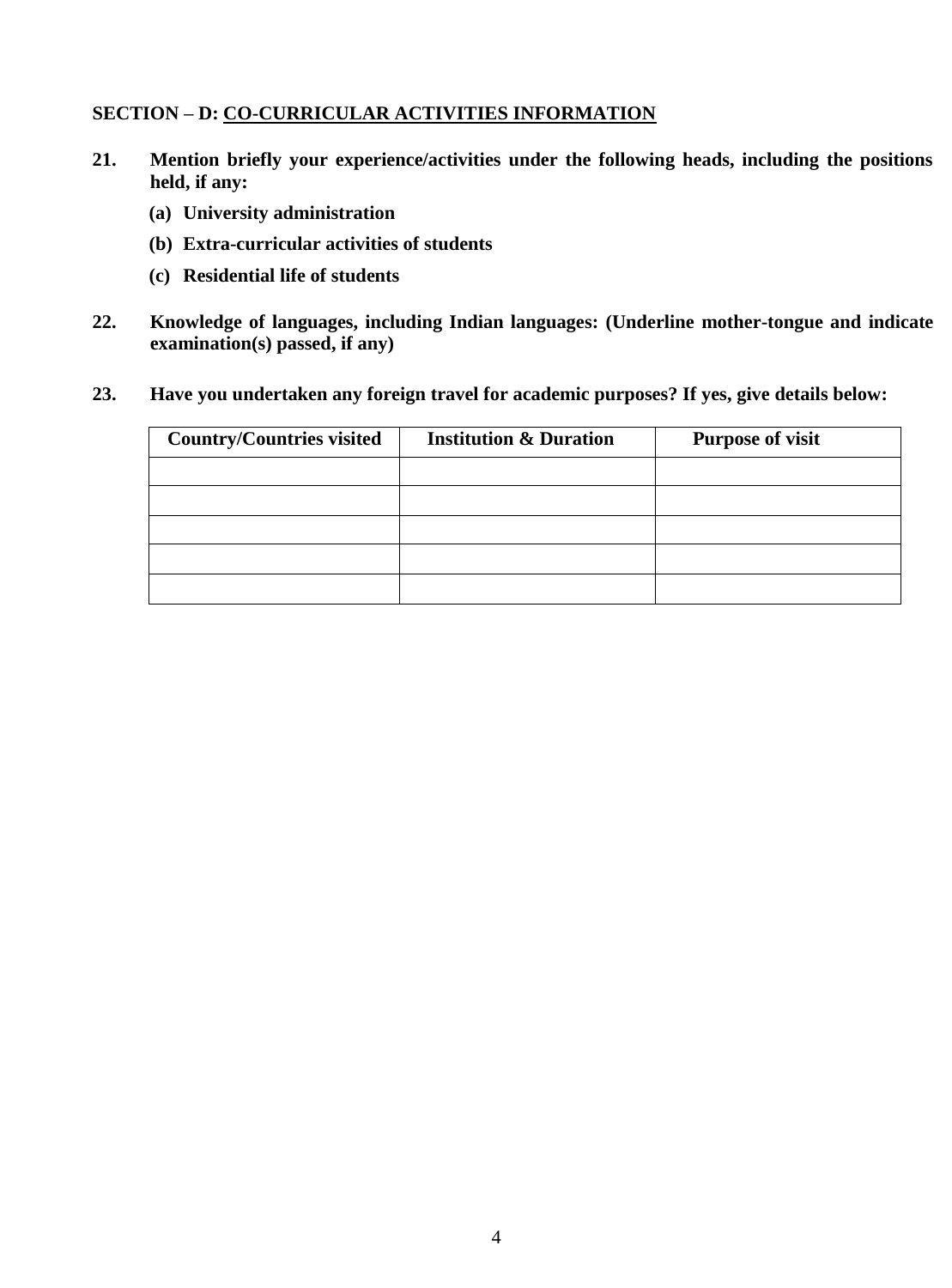## SECTION – D: CO-CURRICULAR ACTIVITIES INFORMATION

**21. Mention briefly your experience/activities under the following heads, including the positions held, if any:**

**(a) University administration**

**(b) Extra-curricular activities of students**

**(c) Residential life of students**

**22. Knowledge of languages, including Indian languages: (Underline mother-tongue and indicate examination(s) passed, if any)**

**23. Have you undertaken any foreign travel for academic purposes? If yes, give details below:**

| Country/Countries visited | Institution & Duration | Purpose of visit |
|---|---|---|
| | | |
| | | |
| | | |
| | | |
| | | |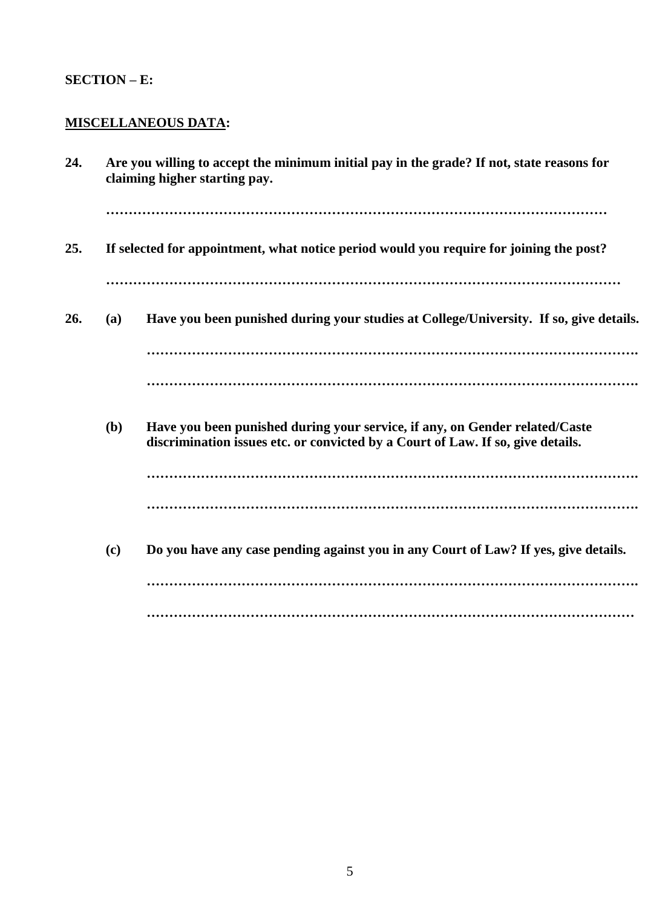**SECTION – E:**

**<u>MISCELLANEOUS DATA</u>:**

**24. Are you willing to accept the minimum initial pay in the grade? If not, state reasons for claiming higher starting pay.**

…………………………………………………………………………………………………

**25. If selected for appointment, what notice period would you require for joining the post?**

…………………………………………………………………………………………………

**26. (a) Have you been punished during your studies at College/University. If so, give details.**

…………………………………………………………………………………………….

…………………………………………………………………………………………….

**(b) Have you been punished during your service, if any, on Gender related/Caste discrimination issues etc. or convicted by a Court of Law. If so, give details.**

…………………………………………………………………………………………….

…………………………………………………………………………………………….

**(c) Do you have any case pending against you in any Court of Law? If yes, give details.**

…………………………………………………………………………………………….

……………………………………………………………………………………………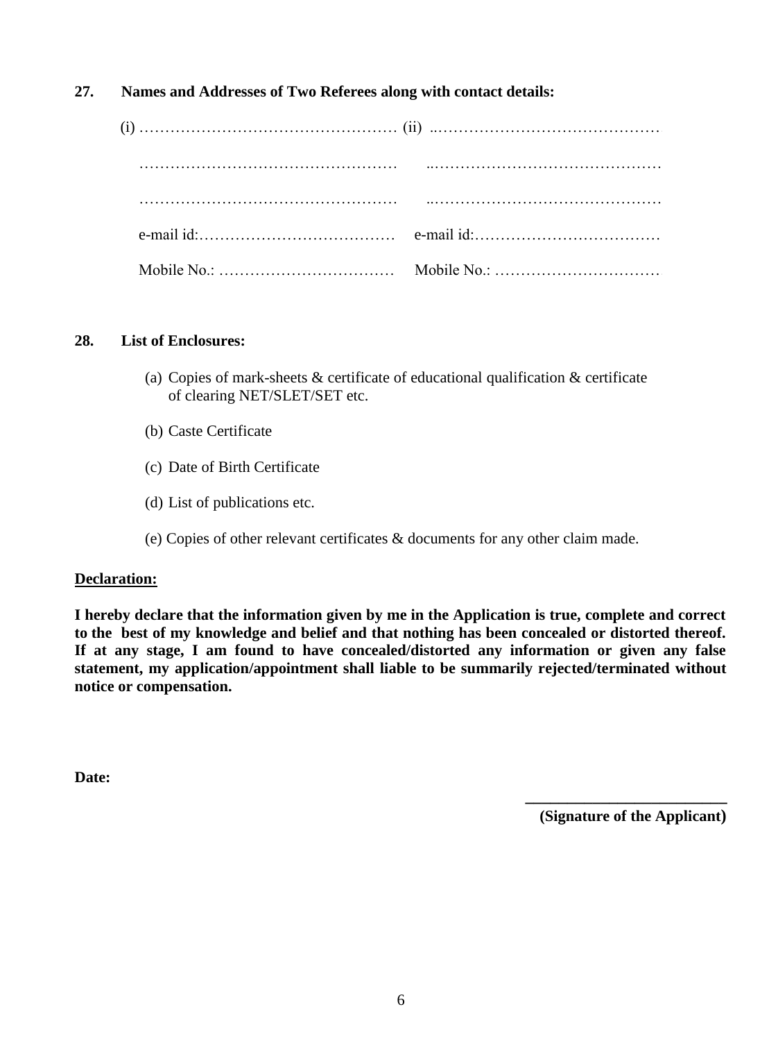**27. Names and Addresses of Two Referees along with contact details:**

| | |
|---|---|
| (i) ………………………………………… | (ii) ..…………………………………… |
| ………………………………………… | ..…………………………………… |
| ………………………………………… | ..…………………………………… |
| e-mail id:……………………………… | e-mail id:…………………………… |
| Mobile No.: …………………………… | Mobile No.: ………………………… |

**28. List of Enclosures:**

(a) Copies of mark-sheets & certificate of educational qualification & certificate of clearing NET/SLET/SET etc.

(b) Caste Certificate

(c) Date of Birth Certificate

(d) List of publications etc.

(e) Copies of other relevant certificates & documents for any other claim made.

**Declaration:**

**I hereby declare that the information given by me in the Application is true, complete and correct to the best of my knowledge and belief and that nothing has been concealed or distorted thereof. If at any stage, I am found to have concealed/distorted any information or given any false statement, my application/appointment shall liable to be summarily rejected/terminated without notice or compensation.**

**Date:**

\_\_\_\_\_\_\_\_\_\_\_\_\_\_\_\_\_\_\_\_\_\_\_\_\_\_\_

**(Signature of the Applicant)**